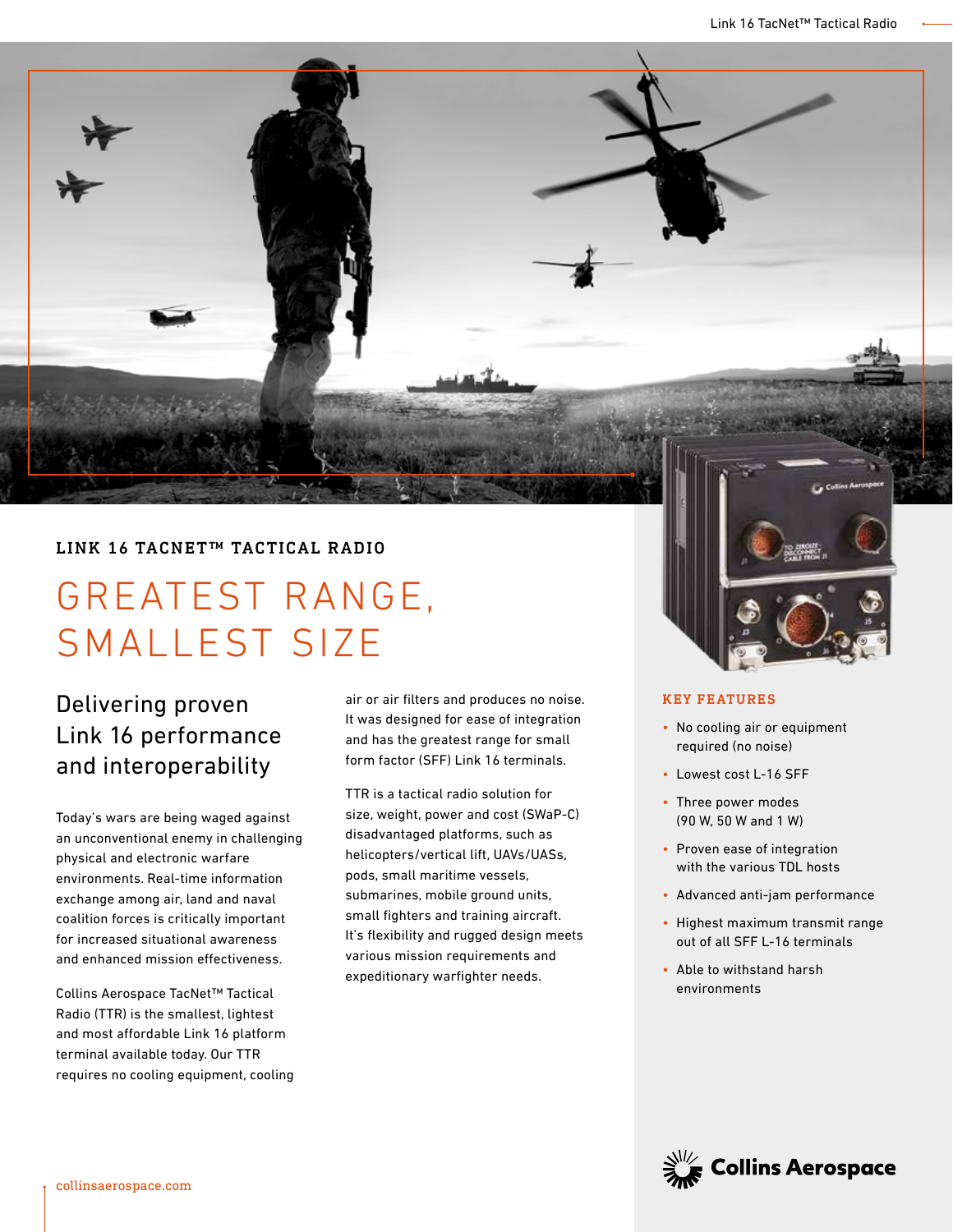LINK 16 TACNET™ TACTICAL RADIO

# GREATEST RANGE, SMALLEST SIZE

## Delivering proven Link 16 performance and interoperability

Today's wars are being waged against an unconventional enemy in challenging physical and electronic warfare environments. Real-time information exchange among air, land and naval coalition forces is critically important for increased situational awareness and enhanced mission effectiveness.

Collins Aerospace TacNet™ Tactical Radio (TTR) is the smallest, lightest and most affordable Link 16 platform terminal available today. Our TTR requires no cooling equipment, cooling air or air filters and produces no noise. It was designed for ease of integration and has the greatest range for small form factor (SFF) Link 16 terminals.

TTR is a tactical radio solution for size, weight, power and cost (SWaP-C) disadvantaged platforms, such as helicopters/vertical lift, UAVs/UASs, pods, small maritime vessels, submarines, mobile ground units, small fighters and training aircraft. It's flexibility and rugged design meets various mission requirements and expeditionary warfighter needs.

### KEY FEATURES

- No cooling air or equipment required (no noise)
- Lowest cost L-16 SFF
- Three power modes (90 W, 50 W and 1 W)
- Proven ease of integration with the various TDL hosts
- Advanced anti-jam performance
- Highest maximum transmit range out of all SFF L-16 terminals
- Able to withstand harsh environments

collinsaerospace.com

Collins Aerospace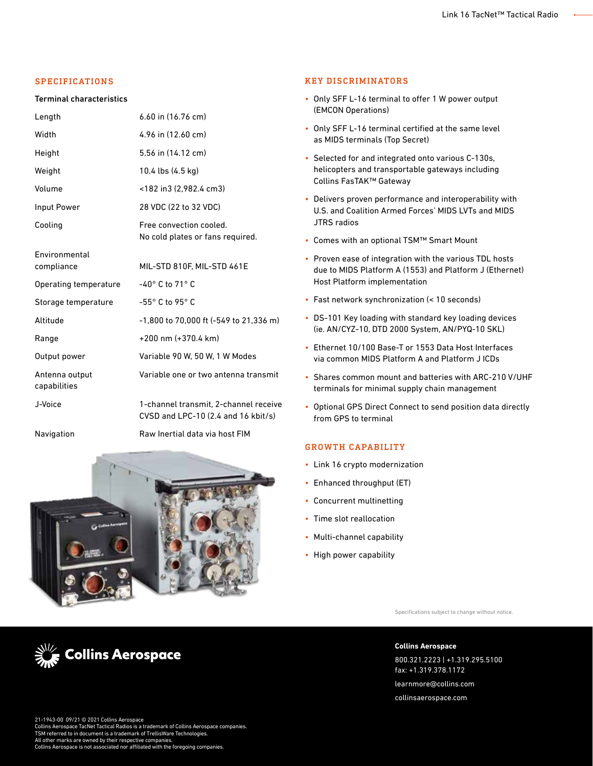## SPECIFICATIONS

### Terminal characteristics

| | |
|---|---|
| Length | 6.60 in (16.76 cm) |
| Width | 4.96 in (12.60 cm) |
| Height | 5.56 in (14.12 cm) |
| Weight | 10.4 lbs (4.5 kg) |
| Volume | <182 in3 (2,982.4 cm3) |
| Input Power | 28 VDC (22 to 32 VDC) |
| Cooling | Free convection cooled. No cold plates or fans required. |
| Environmental compliance | MIL-STD 810F, MIL-STD 461E |
| Operating temperature | -40° C to 71° C |
| Storage temperature | -55° C to 95° C |
| Altitude | -1,800 to 70,000 ft (-549 to 21,336 m) |
| Range | +200 nm (+370.4 km) |
| Output power | Variable 90 W, 50 W, 1 W Modes |
| Antenna output capabilities | Variable one or two antenna transmit |
| J-Voice | 1-channel transmit, 2-channel receive CVSD and LPC-10 (2.4 and 16 kbit/s) |
| Navigation | Raw Inertial data via host FIM |

## KEY DISCRIMINATORS

- Only SFF L-16 terminal to offer 1 W power output (EMCON Operations)
- Only SFF L-16 terminal certified at the same level as MIDS terminals (Top Secret)
- Selected for and integrated onto various C-130s, helicopters and transportable gateways including Collins FasTAK™ Gateway
- Delivers proven performance and interoperability with U.S. and Coalition Armed Forces' MIDS LVTs and MIDS JTRS radios
- Comes with an optional TSM™ Smart Mount
- Proven ease of integration with the various TDL hosts due to MIDS Platform A (1553) and Platform J (Ethernet) Host Platform implementation
- Fast network synchronization (< 10 seconds)
- DS-101 Key loading with standard key loading devices (ie. AN/CYZ-10, DTD 2000 System, AN/PYQ-10 SKL)
- Ethernet 10/100 Base-T or 1553 Data Host Interfaces via common MIDS Platform A and Platform J ICDs
- Shares common mount and batteries with ARC-210 V/UHF terminals for minimal supply chain management
- Optional GPS Direct Connect to send position data directly from GPS to terminal

## GROWTH CAPABILITY

- Link 16 crypto modernization
- Enhanced throughput (ET)
- Concurrent multinetting
- Time slot reallocation
- Multi-channel capability
- High power capability

Specifications subject to change without notice.

**Collins Aerospace**

800.321.2223 | +1.319.295.5100
fax: +1.319.378.1172

learnmore@collins.com

collinsaerospace.com

21-1943-00 09/21 © 2021 Collins Aerospace
Collins Aerospace TacNet Tactical Radios is a trademark of Collins Aerospace companies.
TSM referred to in document is a trademark of TrellisWare Technologies.
All other marks are owned by their respective companies.
Collins Aerospace is not associated nor affiliated with the foregoing companies.